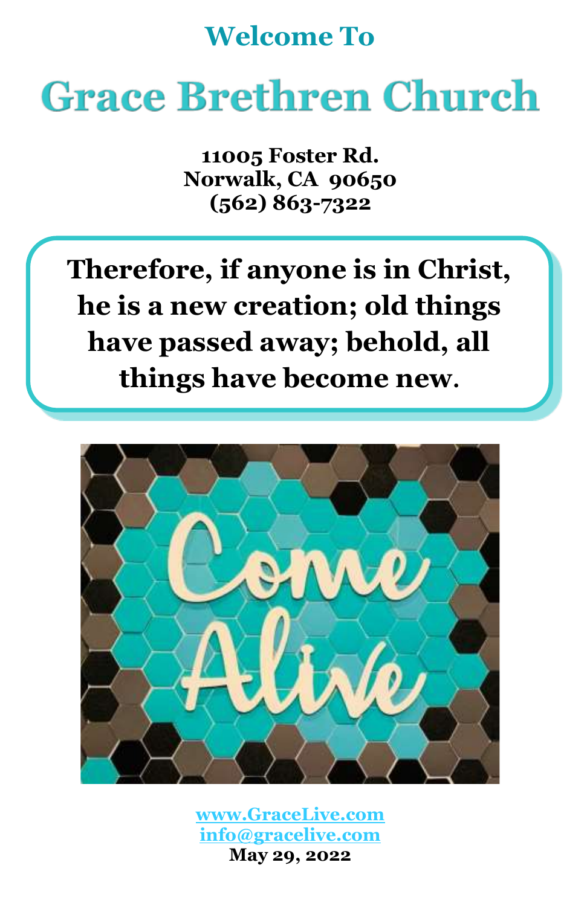## Welcome To

# Grace Brethren Church

**11005 Foster Rd.**
**Norwalk, CA 90650**
**(562) 863-7322**

**Therefore, if anyone is in Christ, he is a new creation; old things have passed away; behold, all things have become new.**

**www.GraceLive.com**
**info@gracelive.com**
**May 29, 2022**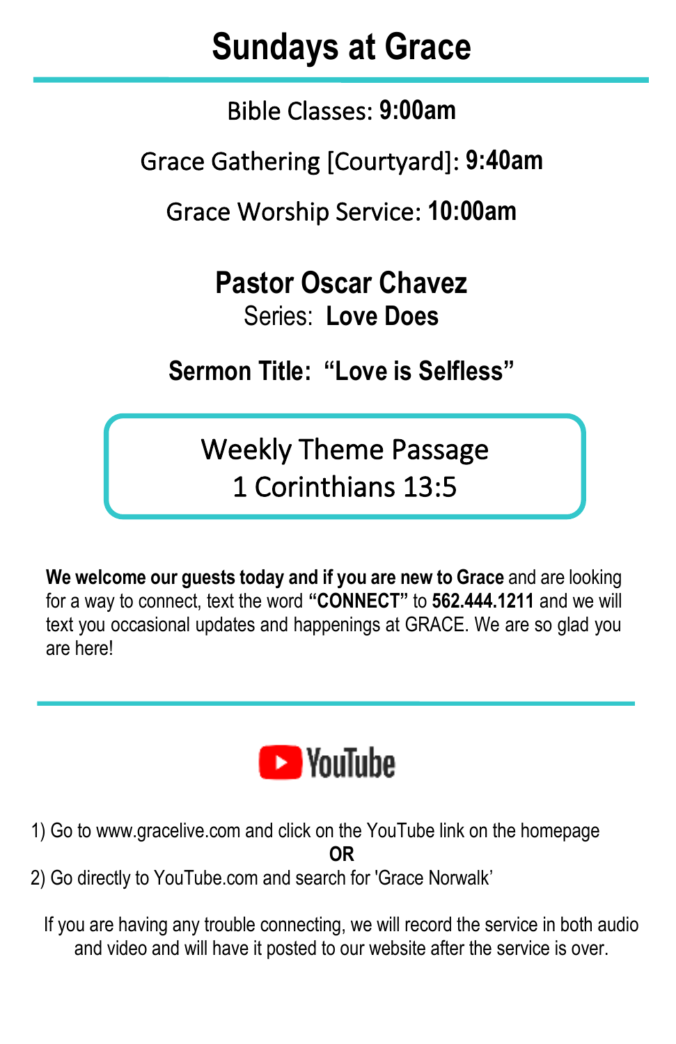# Sundays at Grace

Bible Classes: **9:00am**

Grace Gathering [Courtyard]: **9:40am**

Grace Worship Service: **10:00am**

**Pastor Oscar Chavez**

Series: **Love Does**

**Sermon Title: "Love is Selfless"**

Weekly Theme Passage
1 Corinthians 13:5

**We welcome our guests today and if you are new to Grace** and are looking for a way to connect, text the word **"CONNECT"** to **562.444.1211** and we will text you occasional updates and happenings at GRACE. We are so glad you are here!

---

YouTube

1) Go to www.gracelive.com and click on the YouTube link on the homepage

**OR**

2) Go directly to YouTube.com and search for 'Grace Norwalk'

If you are having any trouble connecting, we will record the service in both audio and video and will have it posted to our website after the service is over.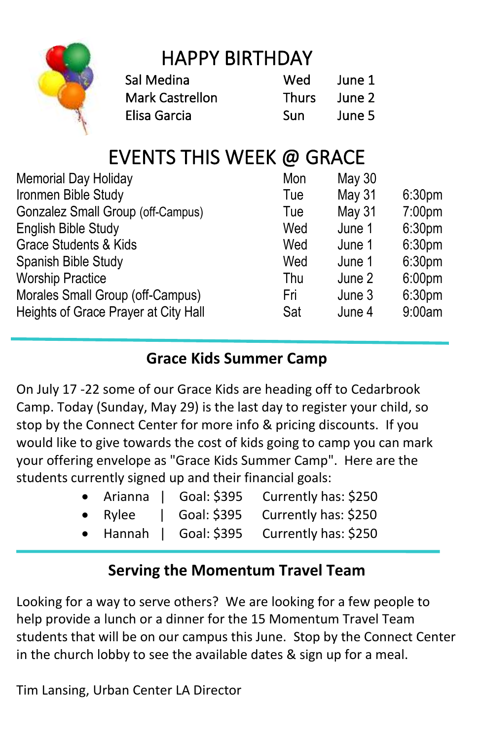# HAPPY BIRTHDAY

| | | |
|---|---|---|
| Sal Medina | Wed | June 1 |
| Mark Castrellon | Thurs | June 2 |
| Elisa Garcia | Sun | June 5 |

# EVENTS THIS WEEK @ GRACE

| | | | |
|---|---|---|---|
| Memorial Day Holiday | Mon | May 30 | |
| Ironmen Bible Study | Tue | May 31 | 6:30pm |
| Gonzalez Small Group (off-Campus) | Tue | May 31 | 7:00pm |
| English Bible Study | Wed | June 1 | 6:30pm |
| Grace Students & Kids | Wed | June 1 | 6:30pm |
| Spanish Bible Study | Wed | June 1 | 6:30pm |
| Worship Practice | Thu | June 2 | 6:00pm |
| Morales Small Group (off-Campus) | Fri | June 3 | 6:30pm |
| Heights of Grace Prayer at City Hall | Sat | June 4 | 9:00am |

---

## Grace Kids Summer Camp

On July 17 -22 some of our Grace Kids are heading off to Cedarbrook Camp. Today (Sunday, May 29) is the last day to register your child, so stop by the Connect Center for more info & pricing discounts. If you would like to give towards the cost of kids going to camp you can mark your offering envelope as "Grace Kids Summer Camp". Here are the students currently signed up and their financial goals:

- Arianna | Goal: $395 Currently has: $250
- Rylee | Goal: $395 Currently has: $250
- Hannah | Goal: $395 Currently has: $250

---

## Serving the Momentum Travel Team

Looking for a way to serve others? We are looking for a few people to help provide a lunch or a dinner for the 15 Momentum Travel Team students that will be on our campus this June. Stop by the Connect Center in the church lobby to see the available dates & sign up for a meal.

Tim Lansing, Urban Center LA Director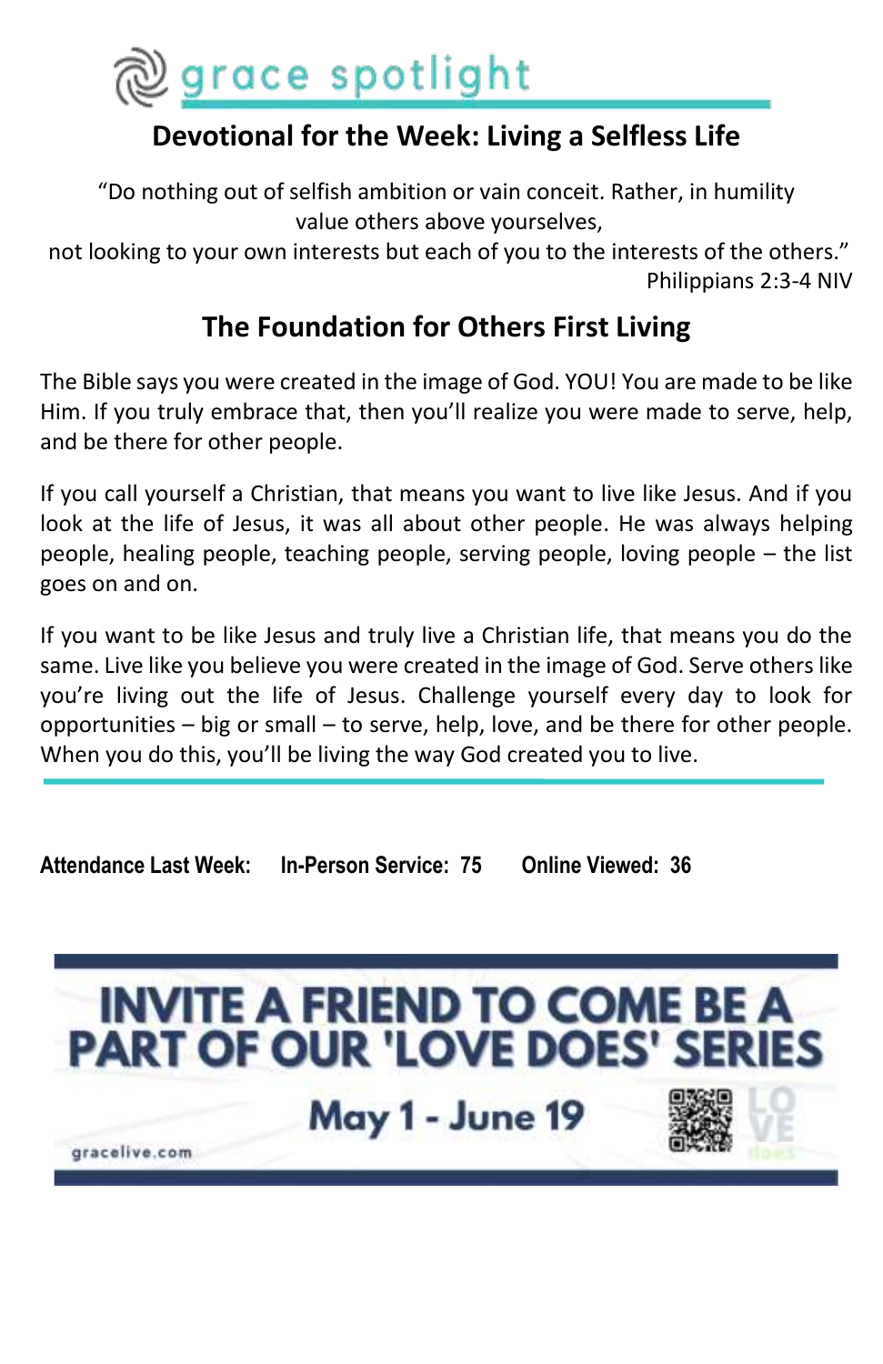# grace spotlight

## Devotional for the Week: Living a Selfless Life

"Do nothing out of selfish ambition or vain conceit. Rather, in humility value others above yourselves,
not looking to your own interests but each of you to the interests of the others."
Philippians 2:3-4 NIV

## The Foundation for Others First Living

The Bible says you were created in the image of God. YOU! You are made to be like Him. If you truly embrace that, then you'll realize you were made to serve, help, and be there for other people.

If you call yourself a Christian, that means you want to live like Jesus. And if you look at the life of Jesus, it was all about other people. He was always helping people, healing people, teaching people, serving people, loving people – the list goes on and on.

If you want to be like Jesus and truly live a Christian life, that means you do the same. Live like you believe you were created in the image of God. Serve others like you're living out the life of Jesus. Challenge yourself every day to look for opportunities – big or small – to serve, help, love, and be there for other people. When you do this, you'll be living the way God created you to live.

---

**Attendance Last Week:** **In-Person Service: 75** **Online Viewed: 36**

**INVITE A FRIEND TO COME BE A PART OF OUR 'LOVE DOES' SERIES**

**May 1 - June 19**

gracelive.com

LOVE does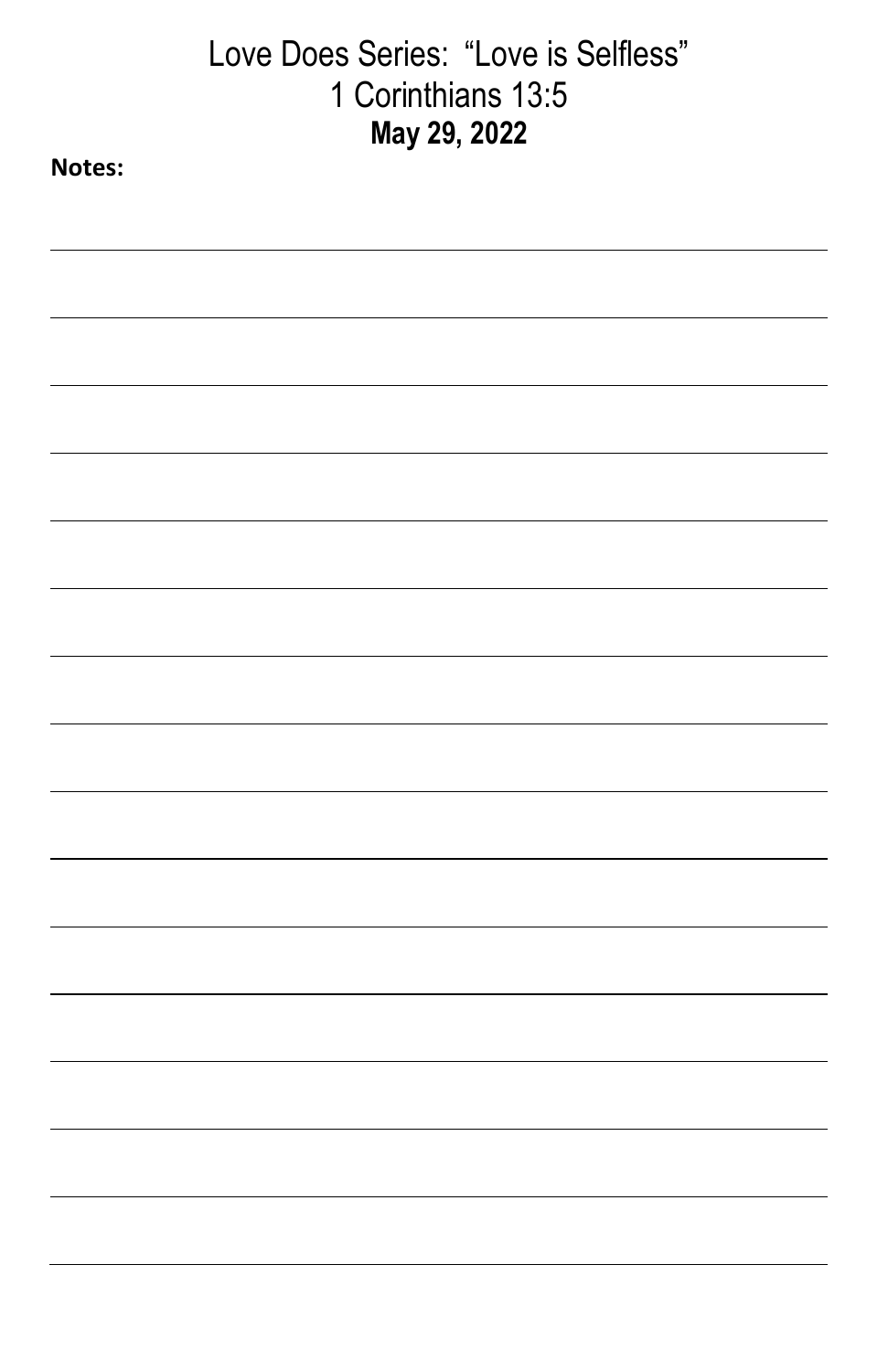# Love Does Series: "Love is Selfless"

## 1 Corinthians 13:5

**May 29, 2022**

**Notes:**